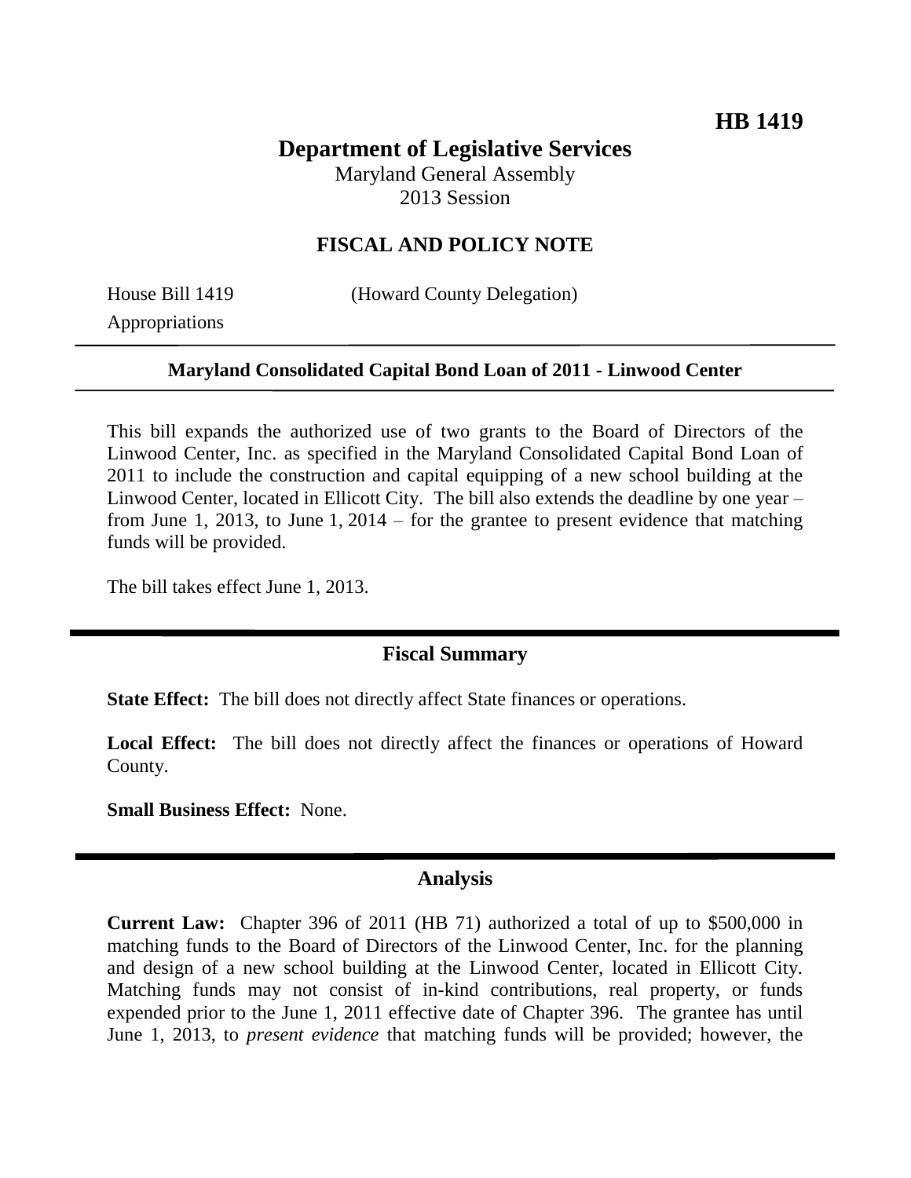**HB 1419**

# Department of Legislative Services

Maryland General Assembly
2013 Session

## FISCAL AND POLICY NOTE

House Bill 1419 (Howard County Delegation)
Appropriations

**Maryland Consolidated Capital Bond Loan of 2011 - Linwood Center**

This bill expands the authorized use of two grants to the Board of Directors of the Linwood Center, Inc. as specified in the Maryland Consolidated Capital Bond Loan of 2011 to include the construction and capital equipping of a new school building at the Linwood Center, located in Ellicott City. The bill also extends the deadline by one year – from June 1, 2013, to June 1, 2014 – for the grantee to present evidence that matching funds will be provided.

The bill takes effect June 1, 2013.

## Fiscal Summary

**State Effect:** The bill does not directly affect State finances or operations.

**Local Effect:** The bill does not directly affect the finances or operations of Howard County.

**Small Business Effect:** None.

## Analysis

**Current Law:** Chapter 396 of 2011 (HB 71) authorized a total of up to $500,000 in matching funds to the Board of Directors of the Linwood Center, Inc. for the planning and design of a new school building at the Linwood Center, located in Ellicott City. Matching funds may not consist of in-kind contributions, real property, or funds expended prior to the June 1, 2011 effective date of Chapter 396. The grantee has until June 1, 2013, to *present evidence* that matching funds will be provided; however, the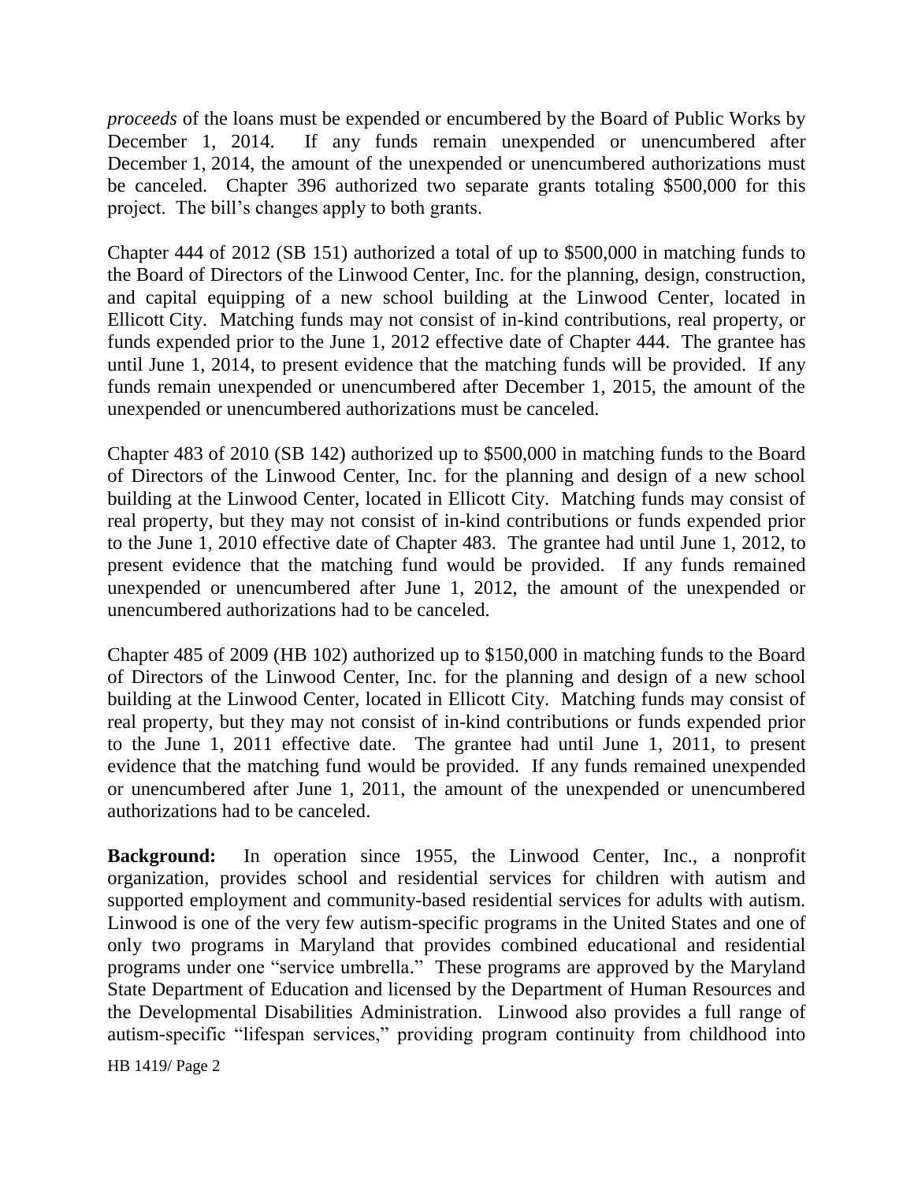*proceeds* of the loans must be expended or encumbered by the Board of Public Works by December 1, 2014. If any funds remain unexpended or unencumbered after December 1, 2014, the amount of the unexpended or unencumbered authorizations must be canceled. Chapter 396 authorized two separate grants totaling $500,000 for this project. The bill's changes apply to both grants.

Chapter 444 of 2012 (SB 151) authorized a total of up to $500,000 in matching funds to the Board of Directors of the Linwood Center, Inc. for the planning, design, construction, and capital equipping of a new school building at the Linwood Center, located in Ellicott City. Matching funds may not consist of in-kind contributions, real property, or funds expended prior to the June 1, 2012 effective date of Chapter 444. The grantee has until June 1, 2014, to present evidence that the matching funds will be provided. If any funds remain unexpended or unencumbered after December 1, 2015, the amount of the unexpended or unencumbered authorizations must be canceled.

Chapter 483 of 2010 (SB 142) authorized up to $500,000 in matching funds to the Board of Directors of the Linwood Center, Inc. for the planning and design of a new school building at the Linwood Center, located in Ellicott City. Matching funds may consist of real property, but they may not consist of in-kind contributions or funds expended prior to the June 1, 2010 effective date of Chapter 483. The grantee had until June 1, 2012, to present evidence that the matching fund would be provided. If any funds remained unexpended or unencumbered after June 1, 2012, the amount of the unexpended or unencumbered authorizations had to be canceled.

Chapter 485 of 2009 (HB 102) authorized up to $150,000 in matching funds to the Board of Directors of the Linwood Center, Inc. for the planning and design of a new school building at the Linwood Center, located in Ellicott City. Matching funds may consist of real property, but they may not consist of in-kind contributions or funds expended prior to the June 1, 2011 effective date. The grantee had until June 1, 2011, to present evidence that the matching fund would be provided. If any funds remained unexpended or unencumbered after June 1, 2011, the amount of the unexpended or unencumbered authorizations had to be canceled.

**Background:** In operation since 1955, the Linwood Center, Inc., a nonprofit organization, provides school and residential services for children with autism and supported employment and community-based residential services for adults with autism. Linwood is one of the very few autism-specific programs in the United States and one of only two programs in Maryland that provides combined educational and residential programs under one "service umbrella." These programs are approved by the Maryland State Department of Education and licensed by the Department of Human Resources and the Developmental Disabilities Administration. Linwood also provides a full range of autism-specific "lifespan services," providing program continuity from childhood into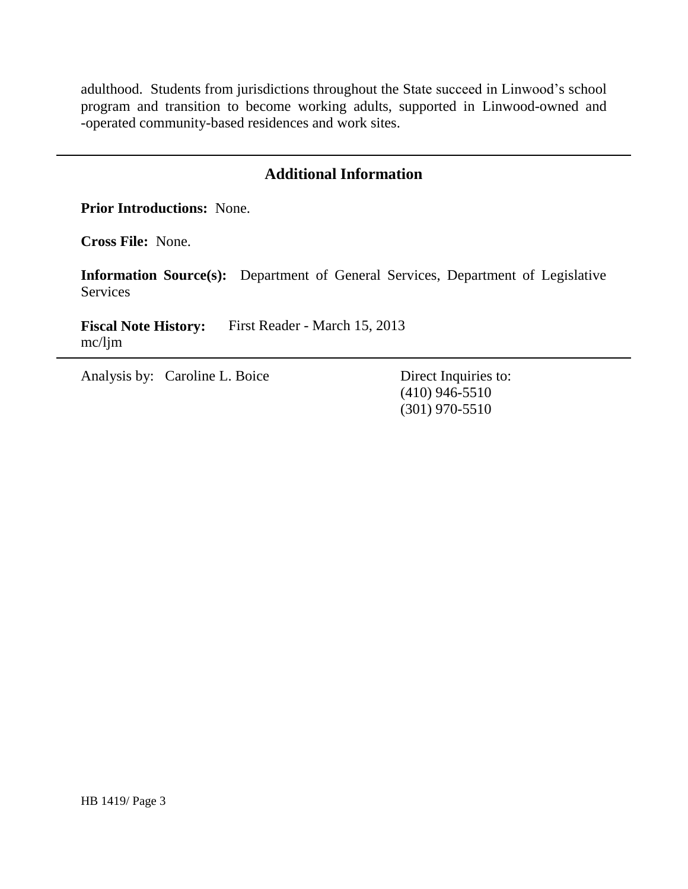adulthood. Students from jurisdictions throughout the State succeed in Linwood's school program and transition to become working adults, supported in Linwood-owned and -operated community-based residences and work sites.

## Additional Information

**Prior Introductions:** None.

**Cross File:** None.

**Information Source(s):** Department of General Services, Department of Legislative Services

**Fiscal Note History:** First Reader - March 15, 2013
mc/ljm

Analysis by: Caroline L. Boice

Direct Inquiries to:
(410) 946-5510
(301) 970-5510